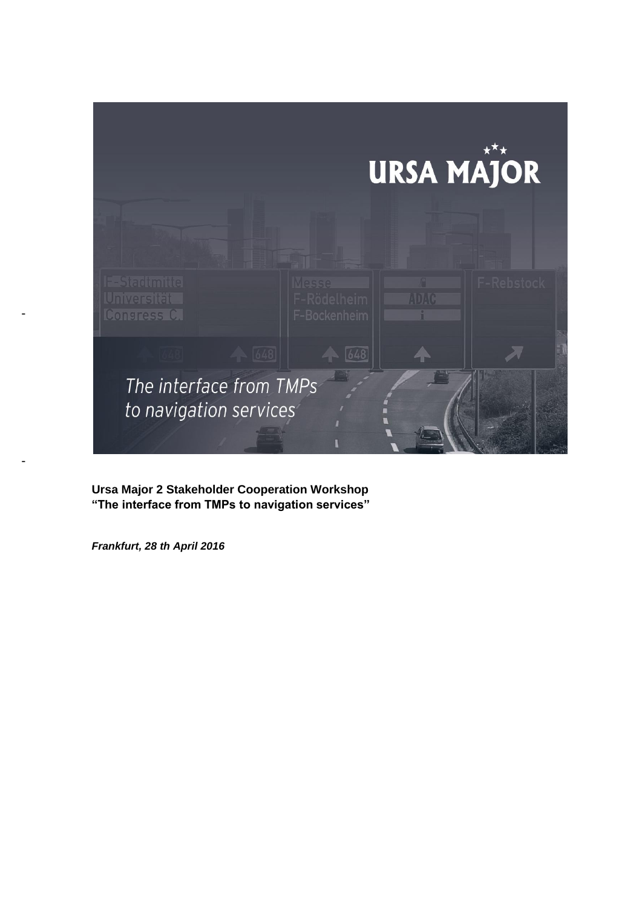**Ursa Major 2 Stakeholder Cooperation Workshop**
**"The interface from TMPs to navigation services"**

***Frankfurt, 28 th April 2016***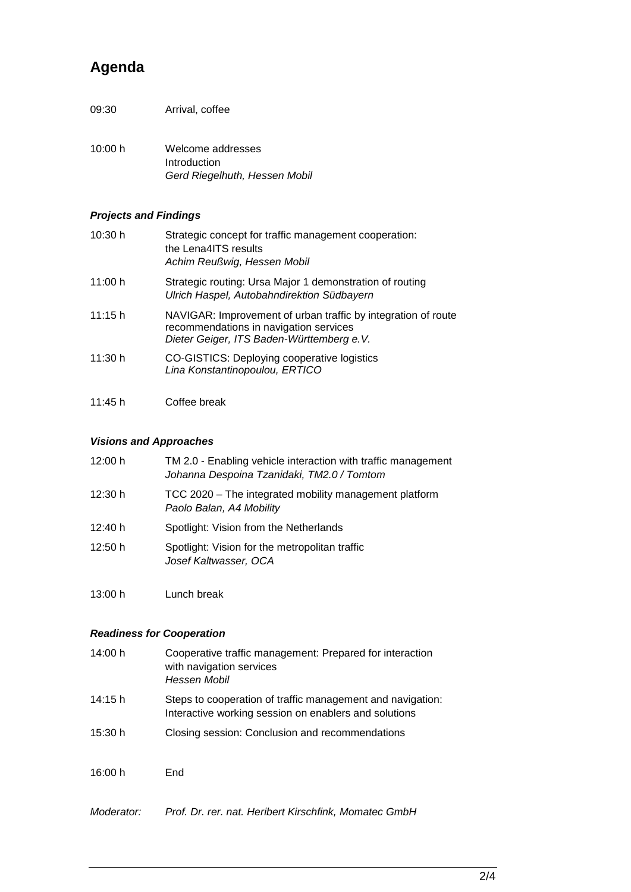# Agenda

| | |
|---|---|
| 09:30 | Arrival, coffee |
| 10:00 h | Welcome addresses<br>Introduction<br>*Gerd Riegelhuth, Hessen Mobil* |

### *Projects and Findings*

| | |
|---|---|
| 10:30 h | Strategic concept for traffic management cooperation: the Lena4ITS results<br>*Achim Reußwig, Hessen Mobil* |
| 11:00 h | Strategic routing: Ursa Major 1 demonstration of routing<br>*Ulrich Haspel, Autobahndirektion Südbayern* |
| 11:15 h | NAVIGAR: Improvement of urban traffic by integration of route recommendations in navigation services<br>*Dieter Geiger, ITS Baden-Württemberg e.V.* |
| 11:30 h | CO-GISTICS: Deploying cooperative logistics<br>*Lina Konstantinopoulou, ERTICO* |
| 11:45 h | Coffee break |

### *Visions and Approaches*

| | |
|---|---|
| 12:00 h | TM 2.0 - Enabling vehicle interaction with traffic management<br>*Johanna Despoina Tzanidaki, TM2.0 / Tomtom* |
| 12:30 h | TCC 2020 – The integrated mobility management platform<br>*Paolo Balan, A4 Mobility* |
| 12:40 h | Spotlight: Vision from the Netherlands |
| 12:50 h | Spotlight: Vision for the metropolitan traffic<br>*Josef Kaltwasser, OCA* |
| 13:00 h | Lunch break |

### *Readiness for Cooperation*

| | |
|---|---|
| 14:00 h | Cooperative traffic management: Prepared for interaction with navigation services<br>*Hessen Mobil* |
| 14:15 h | Steps to cooperation of traffic management and navigation: Interactive working session on enablers and solutions |
| 15:30 h | Closing session: Conclusion and recommendations |
| 16:00 h | End |

*Moderator:* *Prof. Dr. rer. nat. Heribert Kirschfink, Momatec GmbH*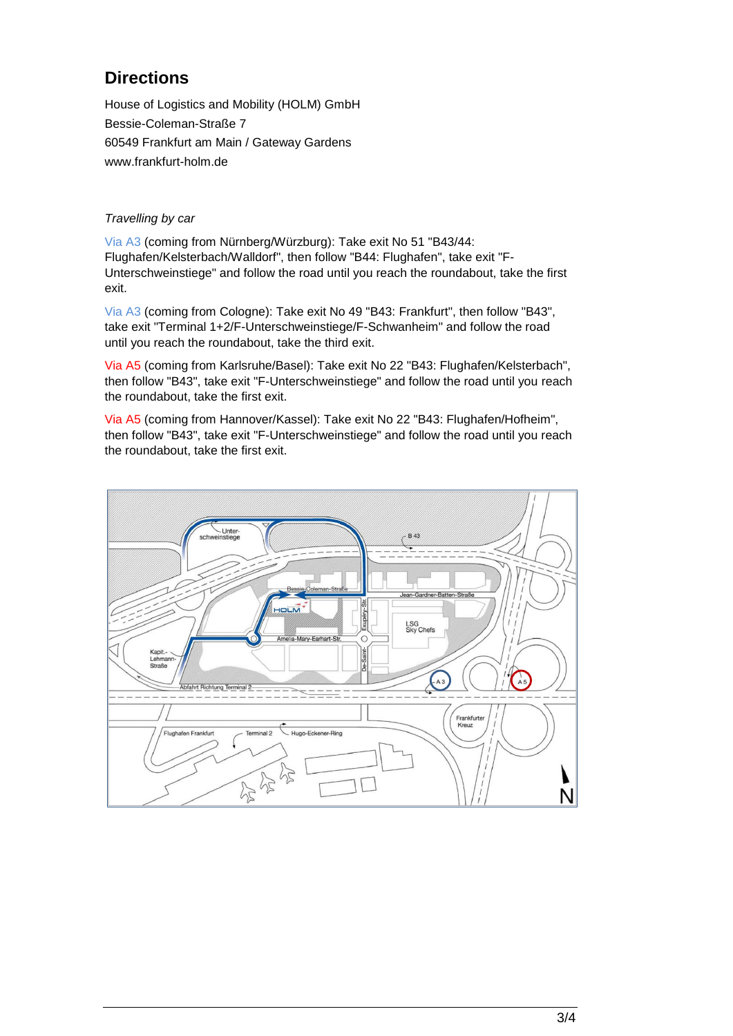## Directions

House of Logistics and Mobility (HOLM) GmbH
Bessie-Coleman-Straße 7
60549 Frankfurt am Main / Gateway Gardens
www.frankfurt-holm.de

*Travelling by car*

Via A3 (coming from Nürnberg/Würzburg): Take exit No 51 "B43/44: Flughafen/Kelsterbach/Walldorf", then follow "B44: Flughafen", take exit "F-Unterschweinstiege" and follow the road until you reach the roundabout, take the first exit.

Via A3 (coming from Cologne): Take exit No 49 "B43: Frankfurt", then follow "B43", take exit "Terminal 1+2/F-Unterschweinstiege/F-Schwanheim" and follow the road until you reach the roundabout, take the third exit.

Via A5 (coming from Karlsruhe/Basel): Take exit No 22 "B43: Flughafen/Kelsterbach", then follow "B43", take exit "F-Unterschweinstiege" and follow the road until you reach the roundabout, take the first exit.

Via A5 (coming from Hannover/Kassel): Take exit No 22 "B43: Flughafen/Hofheim", then follow "B43", take exit "F-Unterschweinstiege" and follow the road until you reach the roundabout, take the first exit.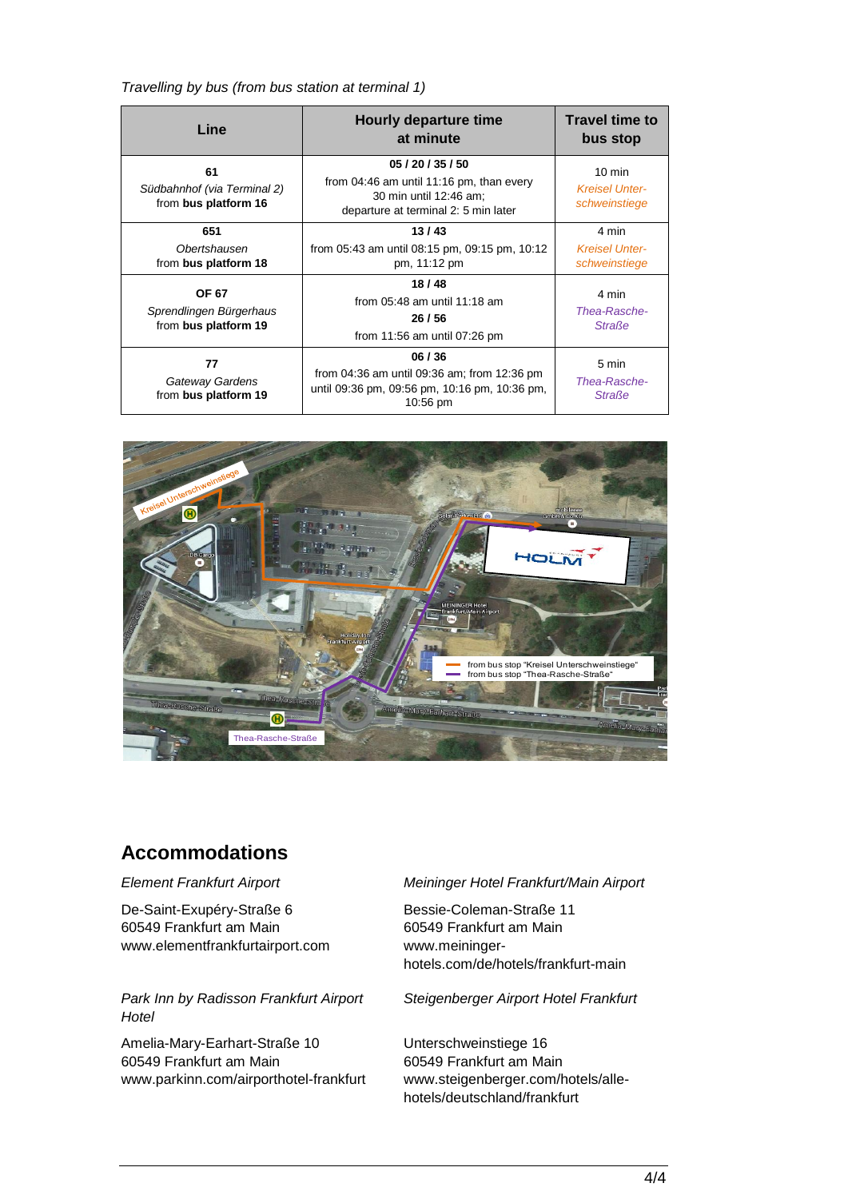*Travelling by bus (from bus station at terminal 1)*

| Line | Hourly departure time at minute | Travel time to bus stop |
|---|---|---|
| **61**<br>*Südbahnhof (via Terminal 2)*<br>from **bus platform 16** | **05 / 20 / 35 / 50**<br>from 04:46 am until 11:16 pm, than every 30 min until 12:46 am;<br>departure at terminal 2: 5 min later | 10 min<br>*Kreisel Unter-schweinstiege* |
| **651**<br>*Obertshausen*<br>from **bus platform 18** | **13 / 43**<br>from 05:43 am until 08:15 pm, 09:15 pm, 10:12 pm, 11:12 pm | 4 min<br>*Kreisel Unter-schweinstiege* |
| **OF 67**<br>*Sprendlingen Bürgerhaus*<br>from **bus platform 19** | **18 / 48**<br>from 05:48 am until 11:18 am<br>**26 / 56**<br>from 11:56 am until 07:26 pm | 4 min<br>*Thea-Rasche-Straße* |
| **77**<br>*Gateway Gardens*<br>from **bus platform 19** | **06 / 36**<br>from 04:36 am until 09:36 am; from 12:36 pm until 09:36 pm, 09:56 pm, 10:16 pm, 10:36 pm, 10:56 pm | 5 min<br>*Thea-Rasche-Straße* |

Kreisel Unterschweinstiege

Thea-Rasche-Straße

from bus stop "Kreisel Unterschweinstiege"
from bus stop "Thea-Rasche-Straße"

## Accommodations

*Element Frankfurt Airport*

De-Saint-Exupéry-Straße 6
60549 Frankfurt am Main
www.elementfrankfurtairport.com

*Park Inn by Radisson Frankfurt Airport Hotel*

Amelia-Mary-Earhart-Straße 10
60549 Frankfurt am Main
www.parkinn.com/airporthotel-frankfurt

*Meininger Hotel Frankfurt/Main Airport*

Bessie-Coleman-Straße 11
60549 Frankfurt am Main
www.meininger-hotels.com/de/hotels/frankfurt-main

*Steigenberger Airport Hotel Frankfurt*

Unterschweinstiege 16
60549 Frankfurt am Main
www.steigenberger.com/hotels/alle-hotels/deutschland/frankfurt